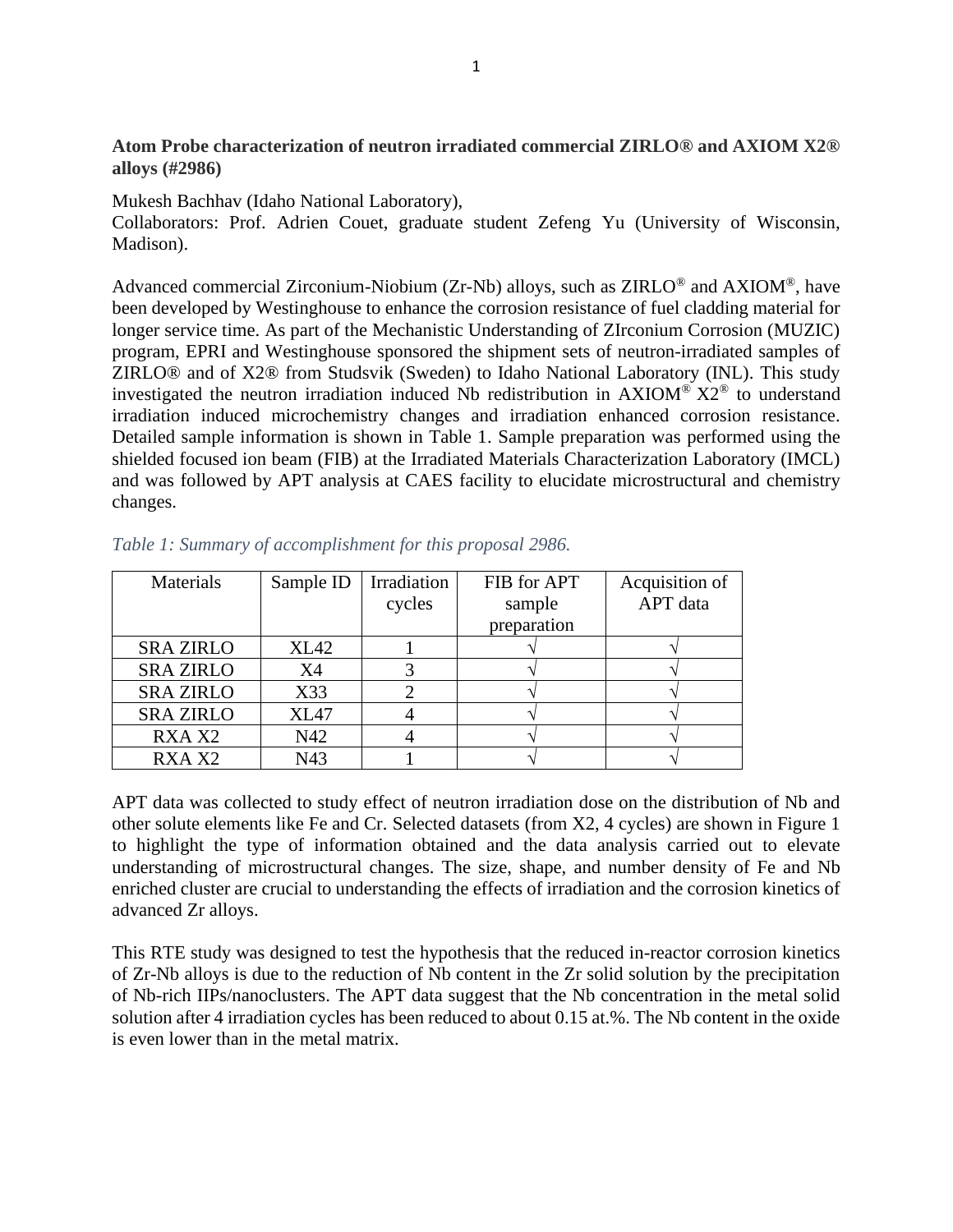**Atom Probe characterization of neutron irradiated commercial ZIRLO® and AXIOM X2® alloys (#2986)**

Mukesh Bachhav (Idaho National Laboratory),
Collaborators: Prof. Adrien Couet, graduate student Zefeng Yu (University of Wisconsin, Madison).

Advanced commercial Zirconium-Niobium (Zr-Nb) alloys, such as ZIRLO® and AXIOM®, have been developed by Westinghouse to enhance the corrosion resistance of fuel cladding material for longer service time. As part of the Mechanistic Understanding of ZIrconium Corrosion (MUZIC) program, EPRI and Westinghouse sponsored the shipment sets of neutron-irradiated samples of ZIRLO® and of X2® from Studsvik (Sweden) to Idaho National Laboratory (INL). This study investigated the neutron irradiation induced Nb redistribution in AXIOM® X2® to understand irradiation induced microchemistry changes and irradiation enhanced corrosion resistance. Detailed sample information is shown in Table 1. Sample preparation was performed using the shielded focused ion beam (FIB) at the Irradiated Materials Characterization Laboratory (IMCL) and was followed by APT analysis at CAES facility to elucidate microstructural and chemistry changes.

*Table 1: Summary of accomplishment for this proposal 2986.*

| Materials | Sample ID | Irradiation cycles | FIB for APT sample preparation | Acquisition of APT data |
|---|---|---|---|---|
| SRA ZIRLO | XL42 | 1 | √ | √ |
| SRA ZIRLO | X4 | 3 | √ | √ |
| SRA ZIRLO | X33 | 2 | √ | √ |
| SRA ZIRLO | XL47 | 4 | √ | √ |
| RXA X2 | N42 | 4 | √ | √ |
| RXA X2 | N43 | 1 | √ | √ |

APT data was collected to study effect of neutron irradiation dose on the distribution of Nb and other solute elements like Fe and Cr. Selected datasets (from X2, 4 cycles) are shown in Figure 1 to highlight the type of information obtained and the data analysis carried out to elevate understanding of microstructural changes. The size, shape, and number density of Fe and Nb enriched cluster are crucial to understanding the effects of irradiation and the corrosion kinetics of advanced Zr alloys.

This RTE study was designed to test the hypothesis that the reduced in-reactor corrosion kinetics of Zr-Nb alloys is due to the reduction of Nb content in the Zr solid solution by the precipitation of Nb-rich IIPs/nanoclusters. The APT data suggest that the Nb concentration in the metal solid solution after 4 irradiation cycles has been reduced to about 0.15 at.%. The Nb content in the oxide is even lower than in the metal matrix.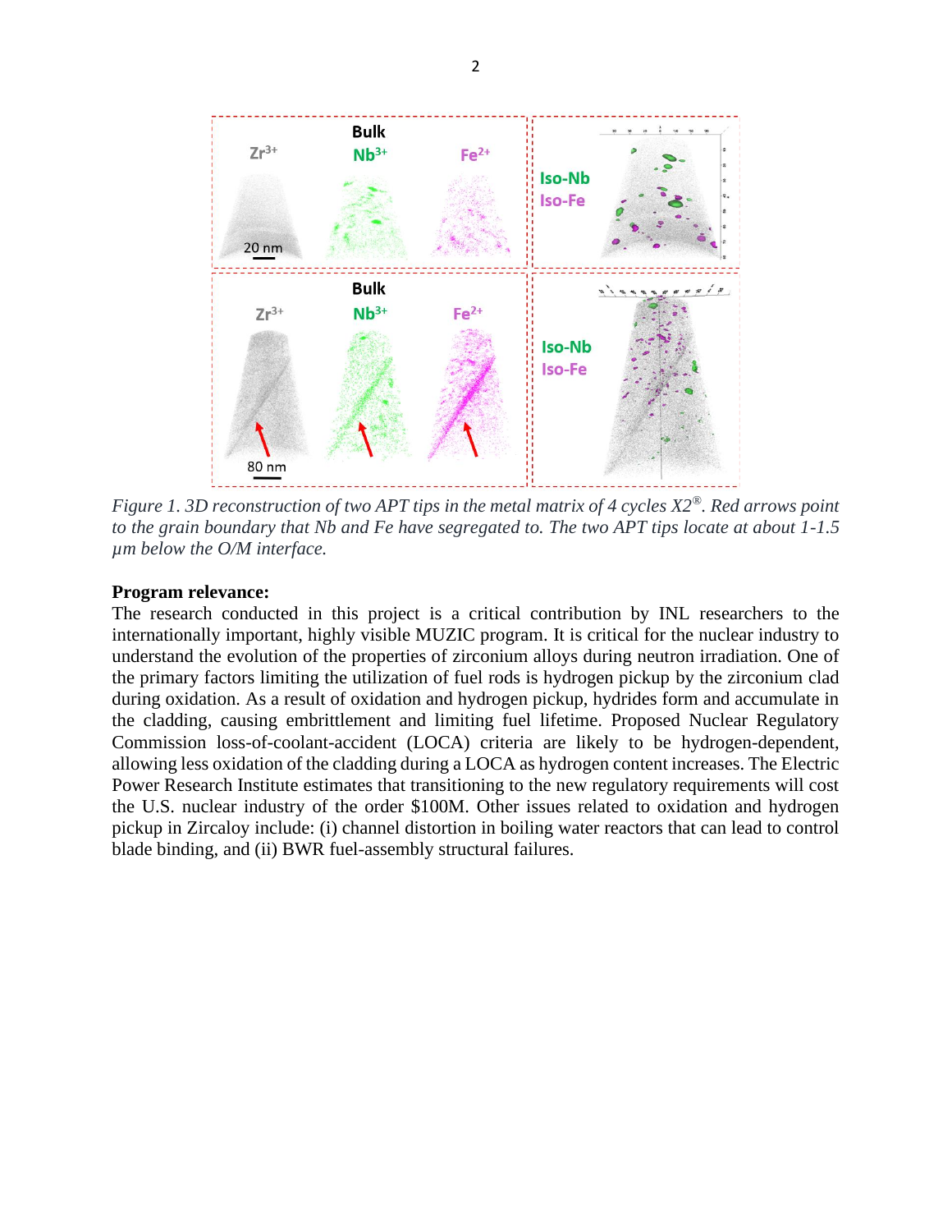Bulk

$Zr^{3+}$

$Nb^{3+}$

$Fe^{2+}$

20 nm

Iso-Nb

Iso-Fe

Bulk

$Zr^{3+}$

$Nb^{3+}$

$Fe^{2+}$

80 nm

Iso-Nb

Iso-Fe

*Figure 1. 3D reconstruction of two APT tips in the metal matrix of 4 cycles X2®. Red arrows point to the grain boundary that Nb and Fe have segregated to. The two APT tips locate at about 1-1.5 µm below the O/M interface.*

**Program relevance:**

The research conducted in this project is a critical contribution by INL researchers to the internationally important, highly visible MUZIC program. It is critical for the nuclear industry to understand the evolution of the properties of zirconium alloys during neutron irradiation. One of the primary factors limiting the utilization of fuel rods is hydrogen pickup by the zirconium clad during oxidation. As a result of oxidation and hydrogen pickup, hydrides form and accumulate in the cladding, causing embrittlement and limiting fuel lifetime. Proposed Nuclear Regulatory Commission loss-of-coolant-accident (LOCA) criteria are likely to be hydrogen-dependent, allowing less oxidation of the cladding during a LOCA as hydrogen content increases. The Electric Power Research Institute estimates that transitioning to the new regulatory requirements will cost the U.S. nuclear industry of the order \$100M. Other issues related to oxidation and hydrogen pickup in Zircaloy include: (i) channel distortion in boiling water reactors that can lead to control blade binding, and (ii) BWR fuel-assembly structural failures.